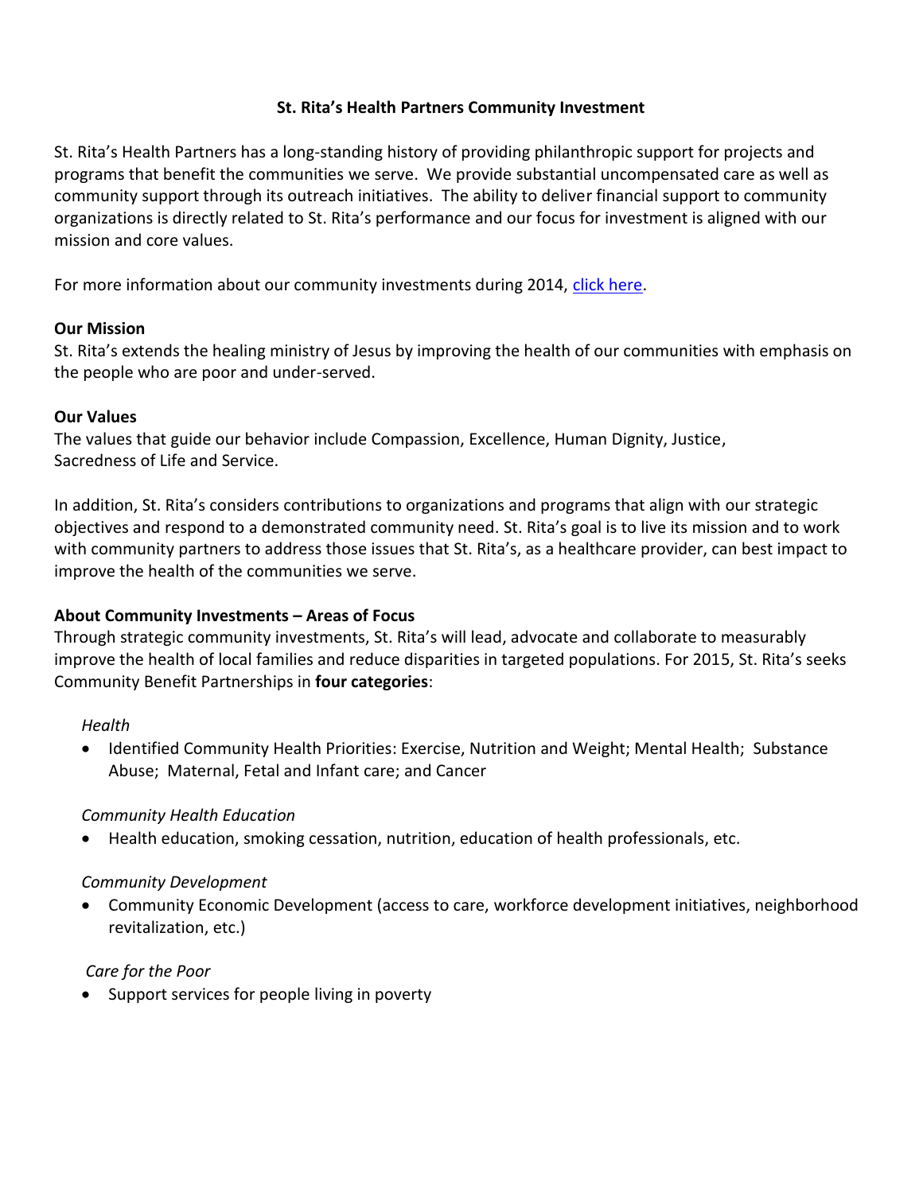# St. Rita's Health Partners Community Investment

St. Rita's Health Partners has a long-standing history of providing philanthropic support for projects and programs that benefit the communities we serve. We provide substantial uncompensated care as well as community support through its outreach initiatives. The ability to deliver financial support to community organizations is directly related to St. Rita's performance and our focus for investment is aligned with our mission and core values.

For more information about our community investments during 2014, [click here].

**Our Mission**

St. Rita's extends the healing ministry of Jesus by improving the health of our communities with emphasis on the people who are poor and under-served.

**Our Values**

The values that guide our behavior include Compassion, Excellence, Human Dignity, Justice, Sacredness of Life and Service.

In addition, St. Rita's considers contributions to organizations and programs that align with our strategic objectives and respond to a demonstrated community need. St. Rita's goal is to live its mission and to work with community partners to address those issues that St. Rita's, as a healthcare provider, can best impact to improve the health of the communities we serve.

**About Community Investments – Areas of Focus**

Through strategic community investments, St. Rita's will lead, advocate and collaborate to measurably improve the health of local families and reduce disparities in targeted populations. For 2015, St. Rita's seeks Community Benefit Partnerships in **four categories**:

*Health*

- Identified Community Health Priorities: Exercise, Nutrition and Weight; Mental Health; Substance Abuse; Maternal, Fetal and Infant care; and Cancer

*Community Health Education*

- Health education, smoking cessation, nutrition, education of health professionals, etc.

*Community Development*

- Community Economic Development (access to care, workforce development initiatives, neighborhood revitalization, etc.)

*Care for the Poor*

- Support services for people living in poverty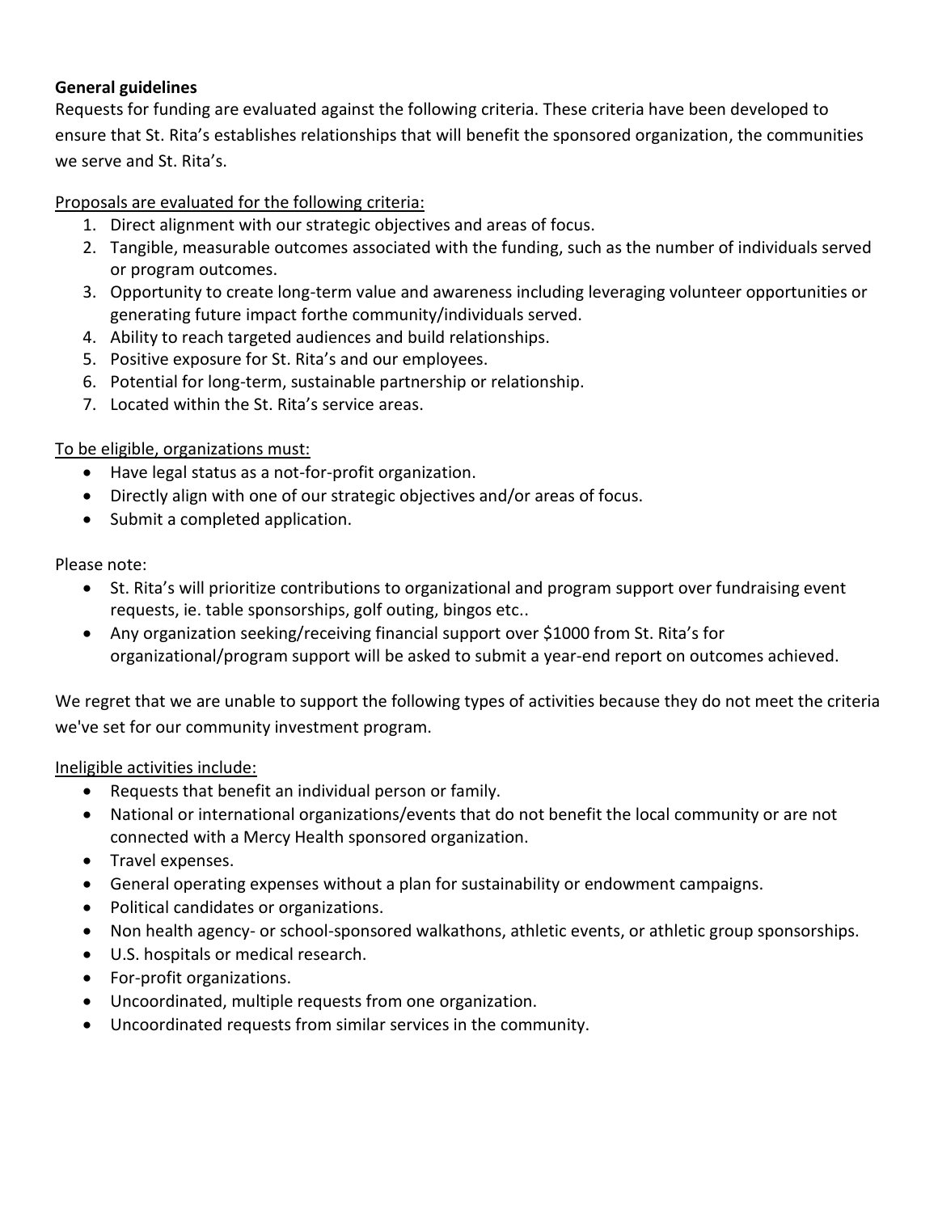**General guidelines**

Requests for funding are evaluated against the following criteria. These criteria have been developed to ensure that St. Rita's establishes relationships that will benefit the sponsored organization, the communities we serve and St. Rita's.

<u>Proposals are evaluated for the following criteria:</u>

1. Direct alignment with our strategic objectives and areas of focus.
2. Tangible, measurable outcomes associated with the funding, such as the number of individuals served or program outcomes.
3. Opportunity to create long-term value and awareness including leveraging volunteer opportunities or generating future impact forthe community/individuals served.
4. Ability to reach targeted audiences and build relationships.
5. Positive exposure for St. Rita's and our employees.
6. Potential for long-term, sustainable partnership or relationship.
7. Located within the St. Rita's service areas.

<u>To be eligible, organizations must:</u>

- Have legal status as a not-for-profit organization.
- Directly align with one of our strategic objectives and/or areas of focus.
- Submit a completed application.

Please note:

- St. Rita's will prioritize contributions to organizational and program support over fundraising event requests, ie. table sponsorships, golf outing, bingos etc..
- Any organization seeking/receiving financial support over $1000 from St. Rita's for organizational/program support will be asked to submit a year-end report on outcomes achieved.

We regret that we are unable to support the following types of activities because they do not meet the criteria we've set for our community investment program.

<u>Ineligible activities include:</u>

- Requests that benefit an individual person or family.
- National or international organizations/events that do not benefit the local community or are not connected with a Mercy Health sponsored organization.
- Travel expenses.
- General operating expenses without a plan for sustainability or endowment campaigns.
- Political candidates or organizations.
- Non health agency- or school-sponsored walkathons, athletic events, or athletic group sponsorships.
- U.S. hospitals or medical research.
- For-profit organizations.
- Uncoordinated, multiple requests from one organization.
- Uncoordinated requests from similar services in the community.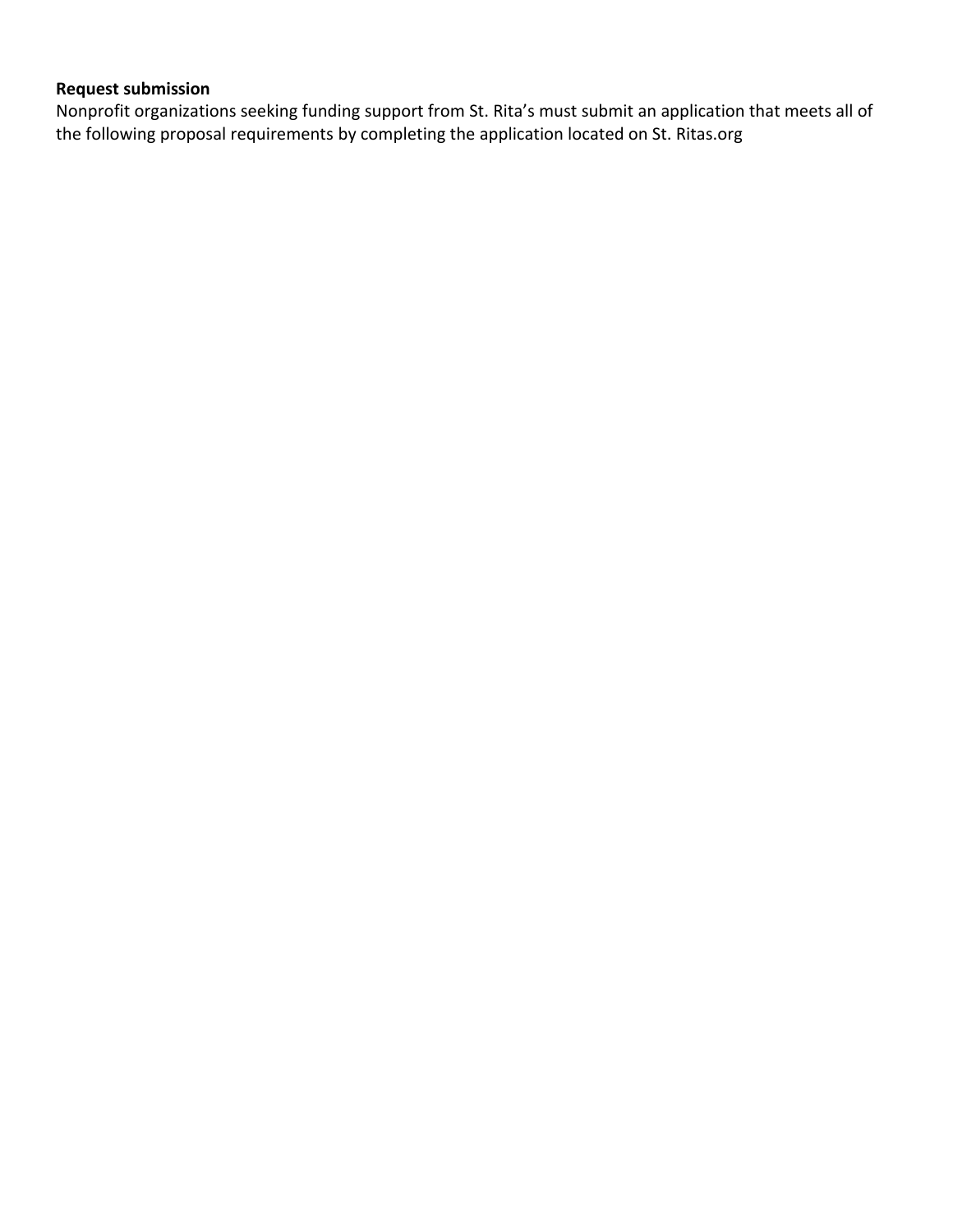**Request submission**

Nonprofit organizations seeking funding support from St. Rita's must submit an application that meets all of the following proposal requirements by completing the application located on St. Ritas.org